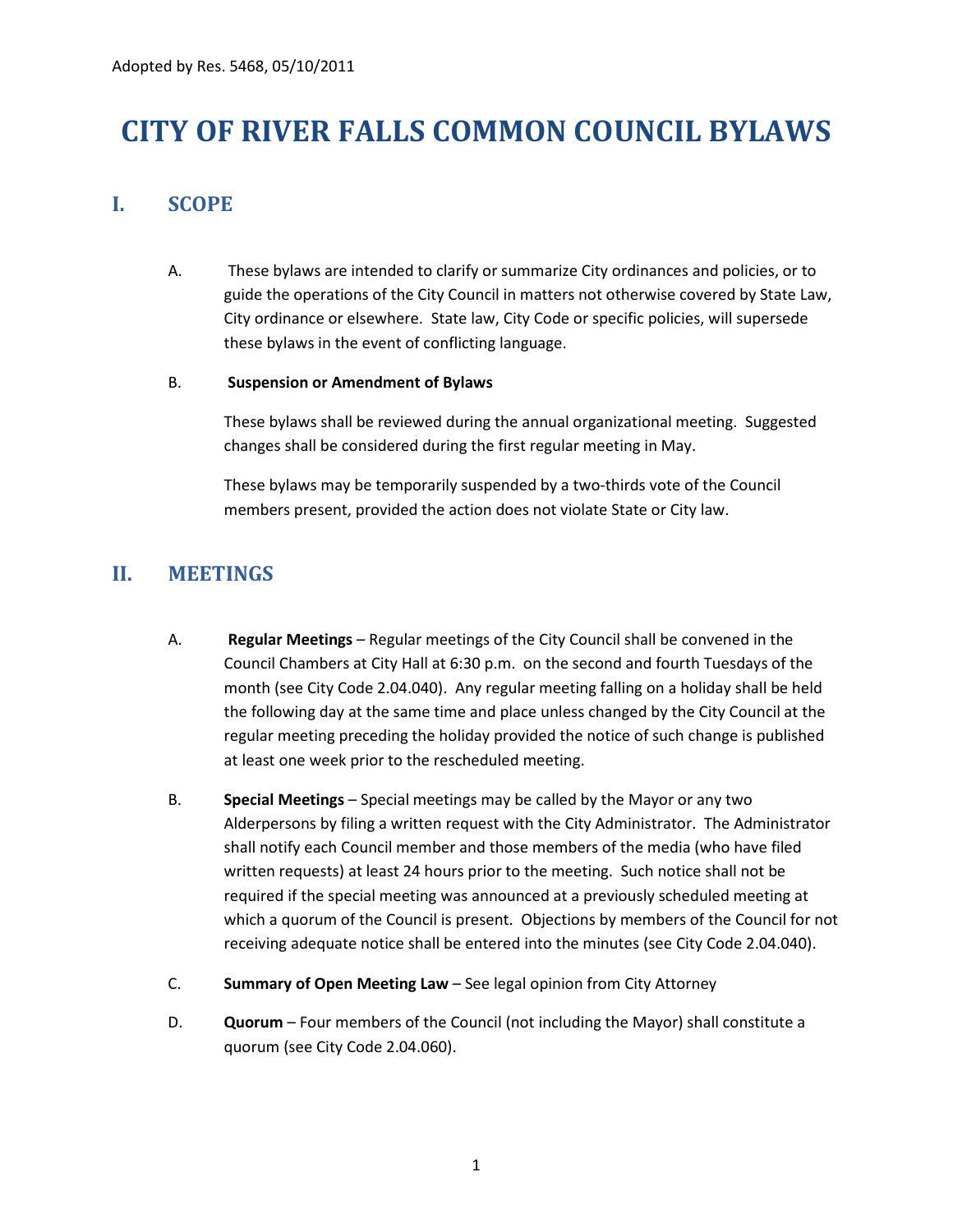Adopted by Res. 5468, 05/10/2011

# CITY OF RIVER FALLS COMMON COUNCIL BYLAWS

## I. SCOPE

A. These bylaws are intended to clarify or summarize City ordinances and policies, or to guide the operations of the City Council in matters not otherwise covered by State Law, City ordinance or elsewhere. State law, City Code or specific policies, will supersede these bylaws in the event of conflicting language.

B. **Suspension or Amendment of Bylaws**

These bylaws shall be reviewed during the annual organizational meeting. Suggested changes shall be considered during the first regular meeting in May.

These bylaws may be temporarily suspended by a two-thirds vote of the Council members present, provided the action does not violate State or City law.

## II. MEETINGS

A. **Regular Meetings** – Regular meetings of the City Council shall be convened in the Council Chambers at City Hall at 6:30 p.m. on the second and fourth Tuesdays of the month (see City Code 2.04.040). Any regular meeting falling on a holiday shall be held the following day at the same time and place unless changed by the City Council at the regular meeting preceding the holiday provided the notice of such change is published at least one week prior to the rescheduled meeting.

B. **Special Meetings** – Special meetings may be called by the Mayor or any two Alderpersons by filing a written request with the City Administrator. The Administrator shall notify each Council member and those members of the media (who have filed written requests) at least 24 hours prior to the meeting. Such notice shall not be required if the special meeting was announced at a previously scheduled meeting at which a quorum of the Council is present. Objections by members of the Council for not receiving adequate notice shall be entered into the minutes (see City Code 2.04.040).

C. **Summary of Open Meeting Law** – See legal opinion from City Attorney

D. **Quorum** – Four members of the Council (not including the Mayor) shall constitute a quorum (see City Code 2.04.060).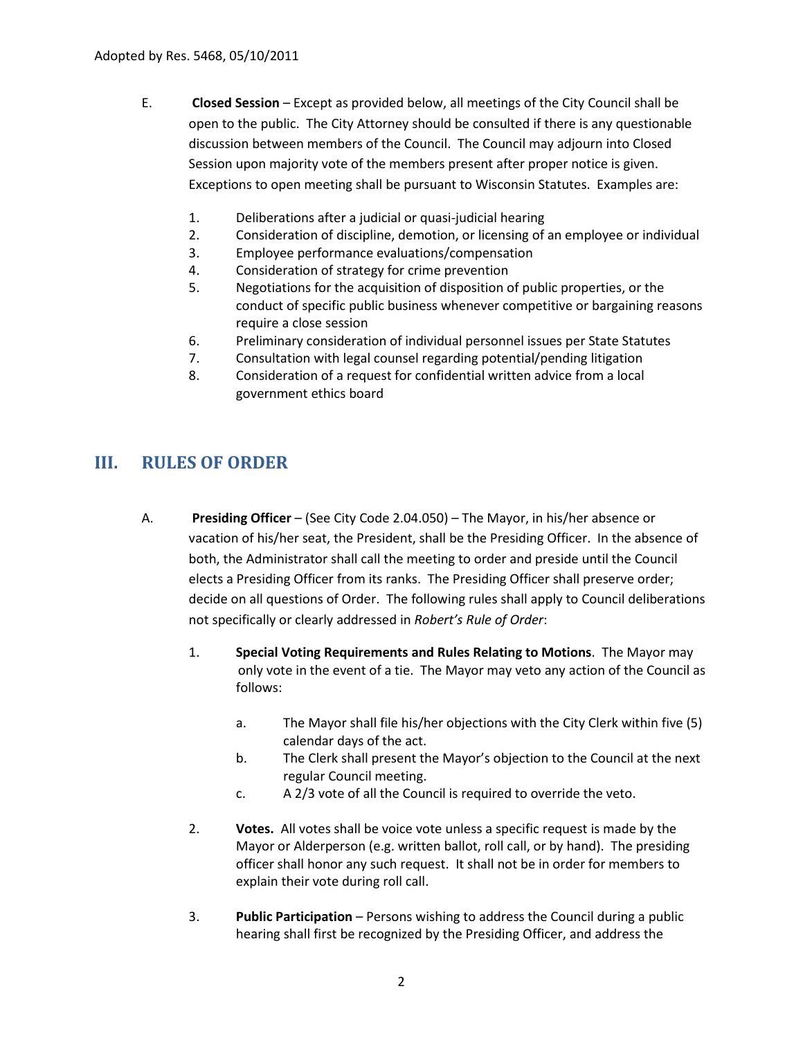Adopted by Res. 5468, 05/10/2011

E. **Closed Session** – Except as provided below, all meetings of the City Council shall be open to the public. The City Attorney should be consulted if there is any questionable discussion between members of the Council. The Council may adjourn into Closed Session upon majority vote of the members present after proper notice is given. Exceptions to open meeting shall be pursuant to Wisconsin Statutes. Examples are:

1. Deliberations after a judicial or quasi-judicial hearing
2. Consideration of discipline, demotion, or licensing of an employee or individual
3. Employee performance evaluations/compensation
4. Consideration of strategy for crime prevention
5. Negotiations for the acquisition of disposition of public properties, or the conduct of specific public business whenever competitive or bargaining reasons require a close session
6. Preliminary consideration of individual personnel issues per State Statutes
7. Consultation with legal counsel regarding potential/pending litigation
8. Consideration of a request for confidential written advice from a local government ethics board

## III. RULES OF ORDER

A. **Presiding Officer** – (See City Code 2.04.050) – The Mayor, in his/her absence or vacation of his/her seat, the President, shall be the Presiding Officer. In the absence of both, the Administrator shall call the meeting to order and preside until the Council elects a Presiding Officer from its ranks. The Presiding Officer shall preserve order; decide on all questions of Order. The following rules shall apply to Council deliberations not specifically or clearly addressed in *Robert's Rule of Order*:

1. **Special Voting Requirements and Rules Relating to Motions**. The Mayor may only vote in the event of a tie. The Mayor may veto any action of the Council as follows:

    a. The Mayor shall file his/her objections with the City Clerk within five (5) calendar days of the act.

    b. The Clerk shall present the Mayor's objection to the Council at the next regular Council meeting.

    c. A 2/3 vote of all the Council is required to override the veto.

2. **Votes.** All votes shall be voice vote unless a specific request is made by the Mayor or Alderperson (e.g. written ballot, roll call, or by hand). The presiding officer shall honor any such request. It shall not be in order for members to explain their vote during roll call.

3. **Public Participation** – Persons wishing to address the Council during a public hearing shall first be recognized by the Presiding Officer, and address the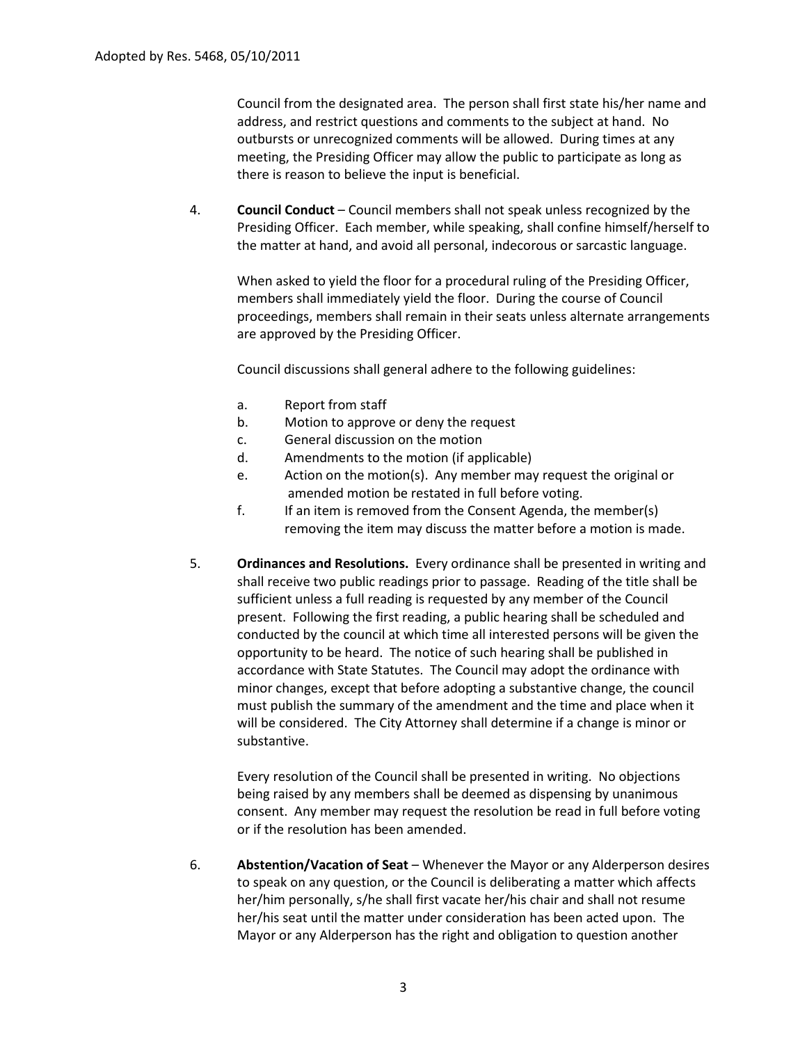Council from the designated area. The person shall first state his/her name and address, and restrict questions and comments to the subject at hand. No outbursts or unrecognized comments will be allowed. During times at any meeting, the Presiding Officer may allow the public to participate as long as there is reason to believe the input is beneficial.

4. **Council Conduct** – Council members shall not speak unless recognized by the Presiding Officer. Each member, while speaking, shall confine himself/herself to the matter at hand, and avoid all personal, indecorous or sarcastic language.

   When asked to yield the floor for a procedural ruling of the Presiding Officer, members shall immediately yield the floor. During the course of Council proceedings, members shall remain in their seats unless alternate arrangements are approved by the Presiding Officer.

   Council discussions shall general adhere to the following guidelines:

   a. Report from staff
   b. Motion to approve or deny the request
   c. General discussion on the motion
   d. Amendments to the motion (if applicable)
   e. Action on the motion(s). Any member may request the original or amended motion be restated in full before voting.
   f. If an item is removed from the Consent Agenda, the member(s) removing the item may discuss the matter before a motion is made.

5. **Ordinances and Resolutions.** Every ordinance shall be presented in writing and shall receive two public readings prior to passage. Reading of the title shall be sufficient unless a full reading is requested by any member of the Council present. Following the first reading, a public hearing shall be scheduled and conducted by the council at which time all interested persons will be given the opportunity to be heard. The notice of such hearing shall be published in accordance with State Statutes. The Council may adopt the ordinance with minor changes, except that before adopting a substantive change, the council must publish the summary of the amendment and the time and place when it will be considered. The City Attorney shall determine if a change is minor or substantive.

   Every resolution of the Council shall be presented in writing. No objections being raised by any members shall be deemed as dispensing by unanimous consent. Any member may request the resolution be read in full before voting or if the resolution has been amended.

6. **Abstention/Vacation of Seat** – Whenever the Mayor or any Alderperson desires to speak on any question, or the Council is deliberating a matter which affects her/him personally, s/he shall first vacate her/his chair and shall not resume her/his seat until the matter under consideration has been acted upon. The Mayor or any Alderperson has the right and obligation to question another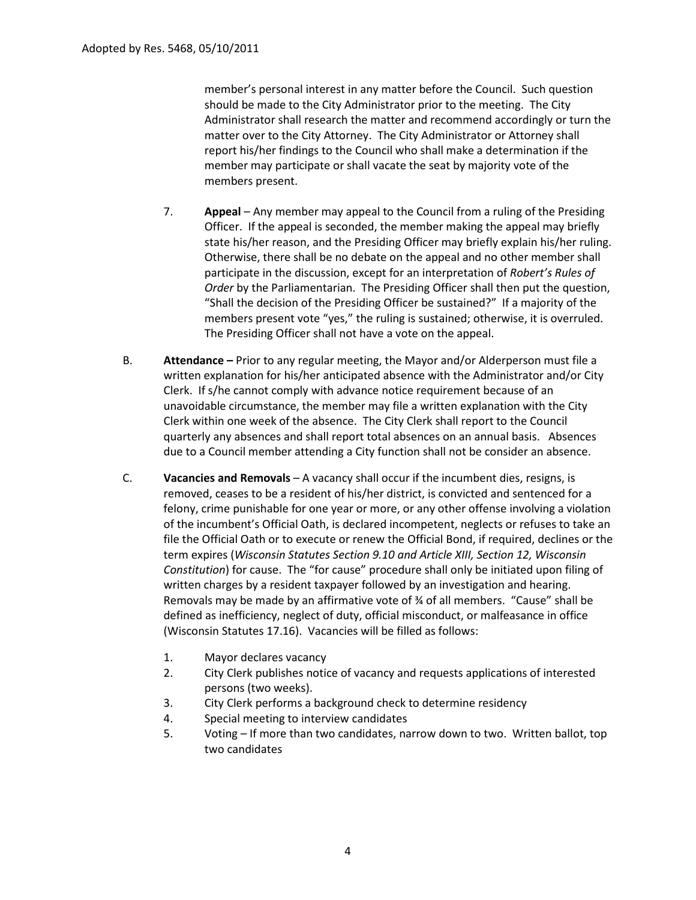member's personal interest in any matter before the Council. Such question should be made to the City Administrator prior to the meeting. The City Administrator shall research the matter and recommend accordingly or turn the matter over to the City Attorney. The City Administrator or Attorney shall report his/her findings to the Council who shall make a determination if the member may participate or shall vacate the seat by majority vote of the members present.

7. **Appeal** – Any member may appeal to the Council from a ruling of the Presiding Officer. If the appeal is seconded, the member making the appeal may briefly state his/her reason, and the Presiding Officer may briefly explain his/her ruling. Otherwise, there shall be no debate on the appeal and no other member shall participate in the discussion, except for an interpretation of *Robert's Rules of Order* by the Parliamentarian. The Presiding Officer shall then put the question, "Shall the decision of the Presiding Officer be sustained?" If a majority of the members present vote "yes," the ruling is sustained; otherwise, it is overruled. The Presiding Officer shall not have a vote on the appeal.

B. **Attendance –** Prior to any regular meeting, the Mayor and/or Alderperson must file a written explanation for his/her anticipated absence with the Administrator and/or City Clerk. If s/he cannot comply with advance notice requirement because of an unavoidable circumstance, the member may file a written explanation with the City Clerk within one week of the absence. The City Clerk shall report to the Council quarterly any absences and shall report total absences on an annual basis. Absences due to a Council member attending a City function shall not be consider an absence.

C. **Vacancies and Removals** – A vacancy shall occur if the incumbent dies, resigns, is removed, ceases to be a resident of his/her district, is convicted and sentenced for a felony, crime punishable for one year or more, or any other offense involving a violation of the incumbent's Official Oath, is declared incompetent, neglects or refuses to take an file the Official Oath or to execute or renew the Official Bond, if required, declines or the term expires (*Wisconsin Statutes Section 9.10 and Article XIII, Section 12, Wisconsin Constitution*) for cause. The "for cause" procedure shall only be initiated upon filing of written charges by a resident taxpayer followed by an investigation and hearing. Removals may be made by an affirmative vote of ¾ of all members. "Cause" shall be defined as inefficiency, neglect of duty, official misconduct, or malfeasance in office (Wisconsin Statutes 17.16). Vacancies will be filled as follows:

1. Mayor declares vacancy
2. City Clerk publishes notice of vacancy and requests applications of interested persons (two weeks).
3. City Clerk performs a background check to determine residency
4. Special meeting to interview candidates
5. Voting – If more than two candidates, narrow down to two. Written ballot, top two candidates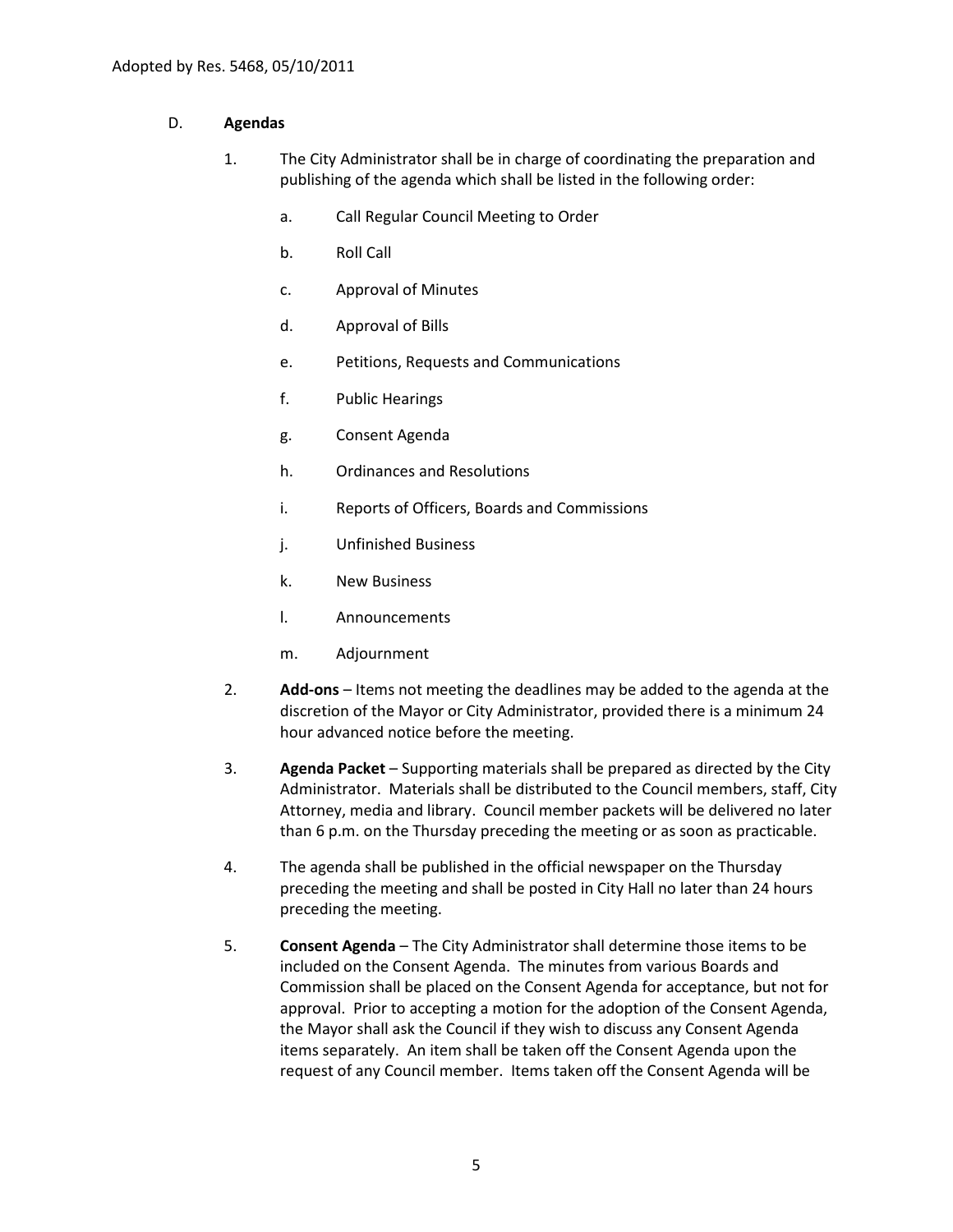Adopted by Res. 5468, 05/10/2011

### D. **Agendas**

1. The City Administrator shall be in charge of coordinating the preparation and publishing of the agenda which shall be listed in the following order:

    a. Call Regular Council Meeting to Order

    b. Roll Call

    c. Approval of Minutes

    d. Approval of Bills

    e. Petitions, Requests and Communications

    f. Public Hearings

    g. Consent Agenda

    h. Ordinances and Resolutions

    i. Reports of Officers, Boards and Commissions

    j. Unfinished Business

    k. New Business

    l. Announcements

    m. Adjournment

2. **Add-ons** – Items not meeting the deadlines may be added to the agenda at the discretion of the Mayor or City Administrator, provided there is a minimum 24 hour advanced notice before the meeting.

3. **Agenda Packet** – Supporting materials shall be prepared as directed by the City Administrator. Materials shall be distributed to the Council members, staff, City Attorney, media and library. Council member packets will be delivered no later than 6 p.m. on the Thursday preceding the meeting or as soon as practicable.

4. The agenda shall be published in the official newspaper on the Thursday preceding the meeting and shall be posted in City Hall no later than 24 hours preceding the meeting.

5. **Consent Agenda** – The City Administrator shall determine those items to be included on the Consent Agenda. The minutes from various Boards and Commission shall be placed on the Consent Agenda for acceptance, but not for approval. Prior to accepting a motion for the adoption of the Consent Agenda, the Mayor shall ask the Council if they wish to discuss any Consent Agenda items separately. An item shall be taken off the Consent Agenda upon the request of any Council member. Items taken off the Consent Agenda will be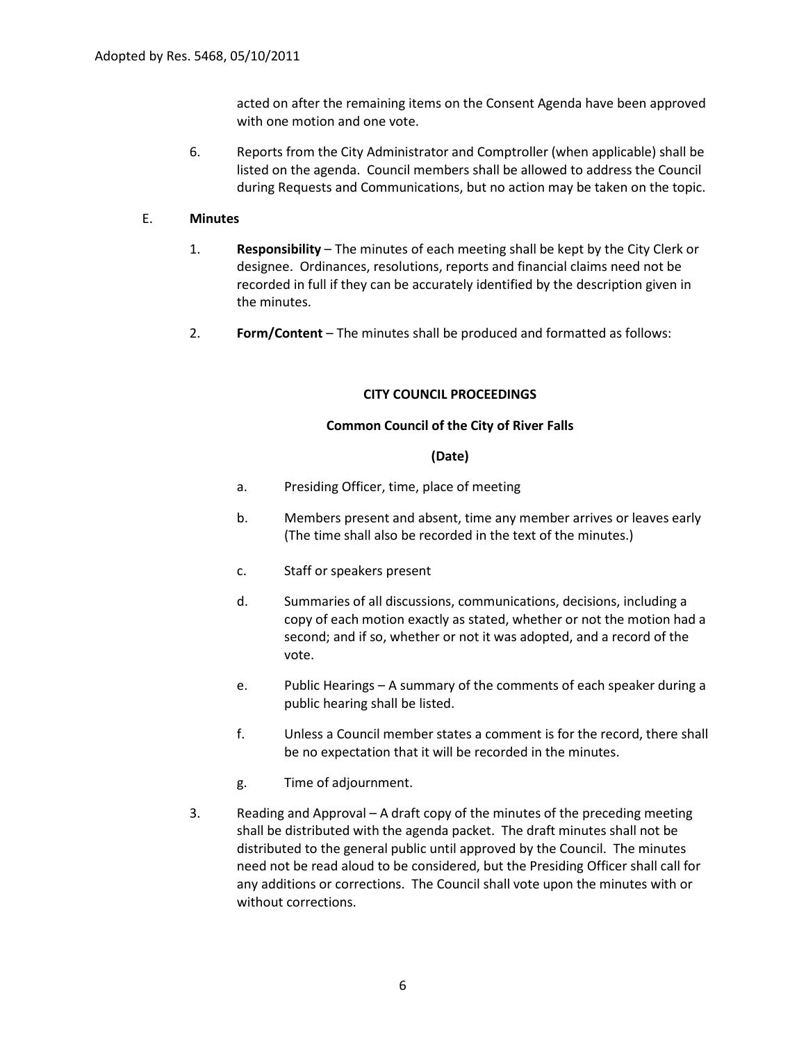acted on after the remaining items on the Consent Agenda have been approved with one motion and one vote.

6. Reports from the City Administrator and Comptroller (when applicable) shall be listed on the agenda. Council members shall be allowed to address the Council during Requests and Communications, but no action may be taken on the topic.

E. **Minutes**

1. **Responsibility** – The minutes of each meeting shall be kept by the City Clerk or designee. Ordinances, resolutions, reports and financial claims need not be recorded in full if they can be accurately identified by the description given in the minutes.

2. **Form/Content** – The minutes shall be produced and formatted as follows:

**CITY COUNCIL PROCEEDINGS**

**Common Council of the City of River Falls**

**(Date)**

a. Presiding Officer, time, place of meeting

b. Members present and absent, time any member arrives or leaves early (The time shall also be recorded in the text of the minutes.)

c. Staff or speakers present

d. Summaries of all discussions, communications, decisions, including a copy of each motion exactly as stated, whether or not the motion had a second; and if so, whether or not it was adopted, and a record of the vote.

e. Public Hearings – A summary of the comments of each speaker during a public hearing shall be listed.

f. Unless a Council member states a comment is for the record, there shall be no expectation that it will be recorded in the minutes.

g. Time of adjournment.

3. Reading and Approval – A draft copy of the minutes of the preceding meeting shall be distributed with the agenda packet. The draft minutes shall not be distributed to the general public until approved by the Council. The minutes need not be read aloud to be considered, but the Presiding Officer shall call for any additions or corrections. The Council shall vote upon the minutes with or without corrections.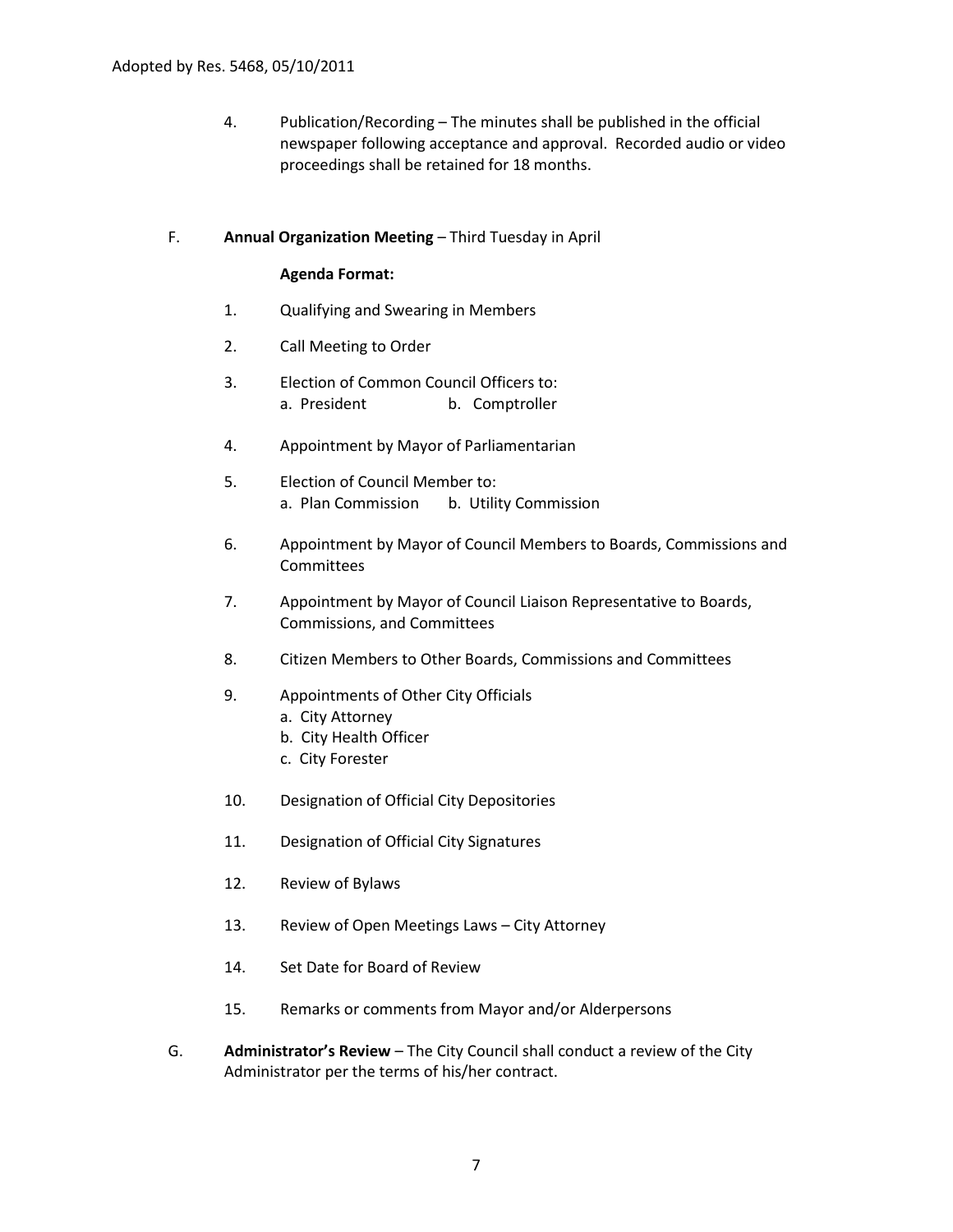4. Publication/Recording – The minutes shall be published in the official newspaper following acceptance and approval. Recorded audio or video proceedings shall be retained for 18 months.

F. **Annual Organization Meeting** – Third Tuesday in April

**Agenda Format:**

1. Qualifying and Swearing in Members
2. Call Meeting to Order
3. Election of Common Council Officers to:
   a. President    b. Comptroller
4. Appointment by Mayor of Parliamentarian
5. Election of Council Member to:
   a. Plan Commission    b. Utility Commission
6. Appointment by Mayor of Council Members to Boards, Commissions and Committees
7. Appointment by Mayor of Council Liaison Representative to Boards, Commissions, and Committees
8. Citizen Members to Other Boards, Commissions and Committees
9. Appointments of Other City Officials
   a. City Attorney
   b. City Health Officer
   c. City Forester
10. Designation of Official City Depositories
11. Designation of Official City Signatures
12. Review of Bylaws
13. Review of Open Meetings Laws – City Attorney
14. Set Date for Board of Review
15. Remarks or comments from Mayor and/or Alderpersons

G. **Administrator's Review** – The City Council shall conduct a review of the City Administrator per the terms of his/her contract.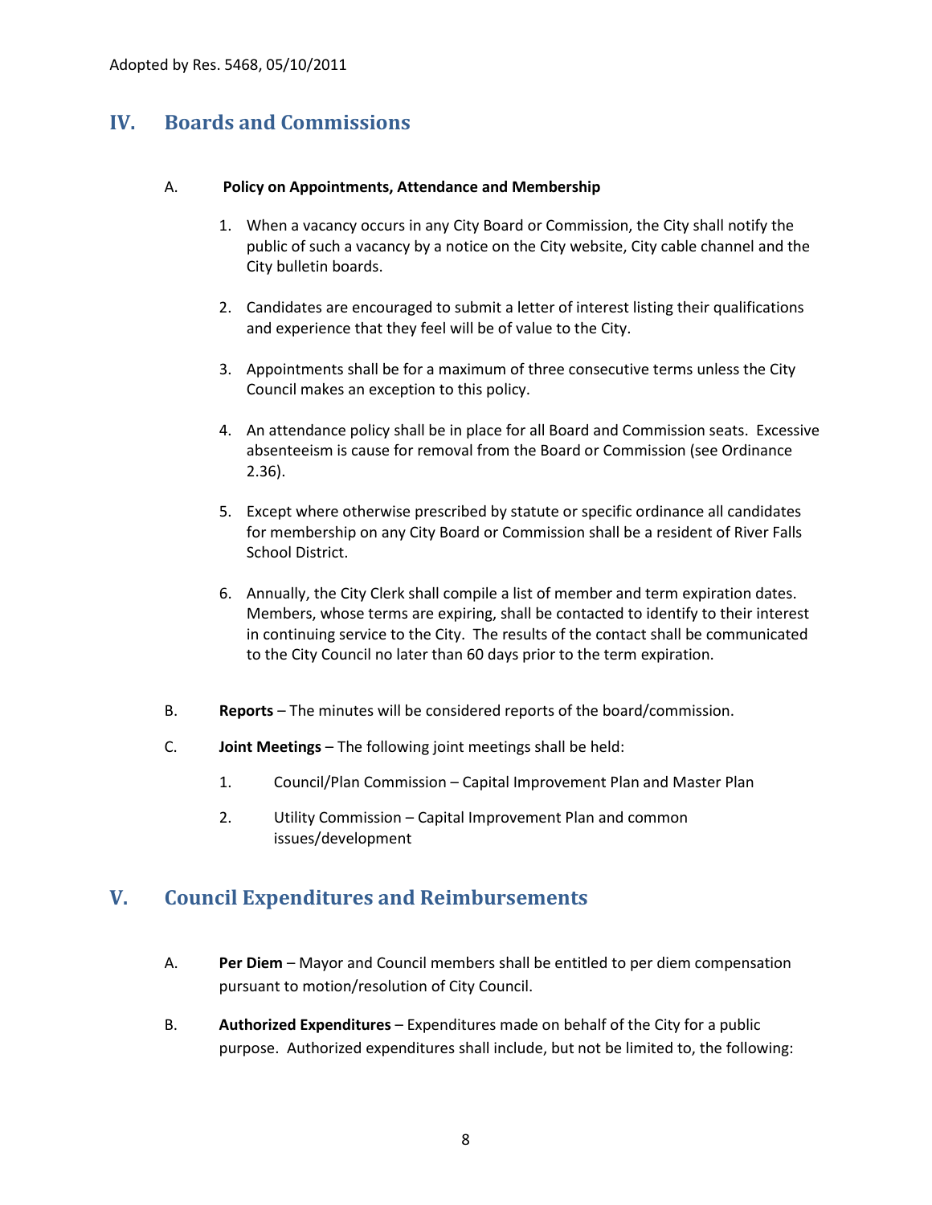Adopted by Res. 5468, 05/10/2011

## IV. Boards and Commissions

A. **Policy on Appointments, Attendance and Membership**

1. When a vacancy occurs in any City Board or Commission, the City shall notify the public of such a vacancy by a notice on the City website, City cable channel and the City bulletin boards.

2. Candidates are encouraged to submit a letter of interest listing their qualifications and experience that they feel will be of value to the City.

3. Appointments shall be for a maximum of three consecutive terms unless the City Council makes an exception to this policy.

4. An attendance policy shall be in place for all Board and Commission seats. Excessive absenteeism is cause for removal from the Board or Commission (see Ordinance 2.36).

5. Except where otherwise prescribed by statute or specific ordinance all candidates for membership on any City Board or Commission shall be a resident of River Falls School District.

6. Annually, the City Clerk shall compile a list of member and term expiration dates. Members, whose terms are expiring, shall be contacted to identify to their interest in continuing service to the City. The results of the contact shall be communicated to the City Council no later than 60 days prior to the term expiration.

B. **Reports** – The minutes will be considered reports of the board/commission.

C. **Joint Meetings** – The following joint meetings shall be held:

1. Council/Plan Commission – Capital Improvement Plan and Master Plan

2. Utility Commission – Capital Improvement Plan and common issues/development

## V. Council Expenditures and Reimbursements

A. **Per Diem** – Mayor and Council members shall be entitled to per diem compensation pursuant to motion/resolution of City Council.

B. **Authorized Expenditures** – Expenditures made on behalf of the City for a public purpose. Authorized expenditures shall include, but not be limited to, the following: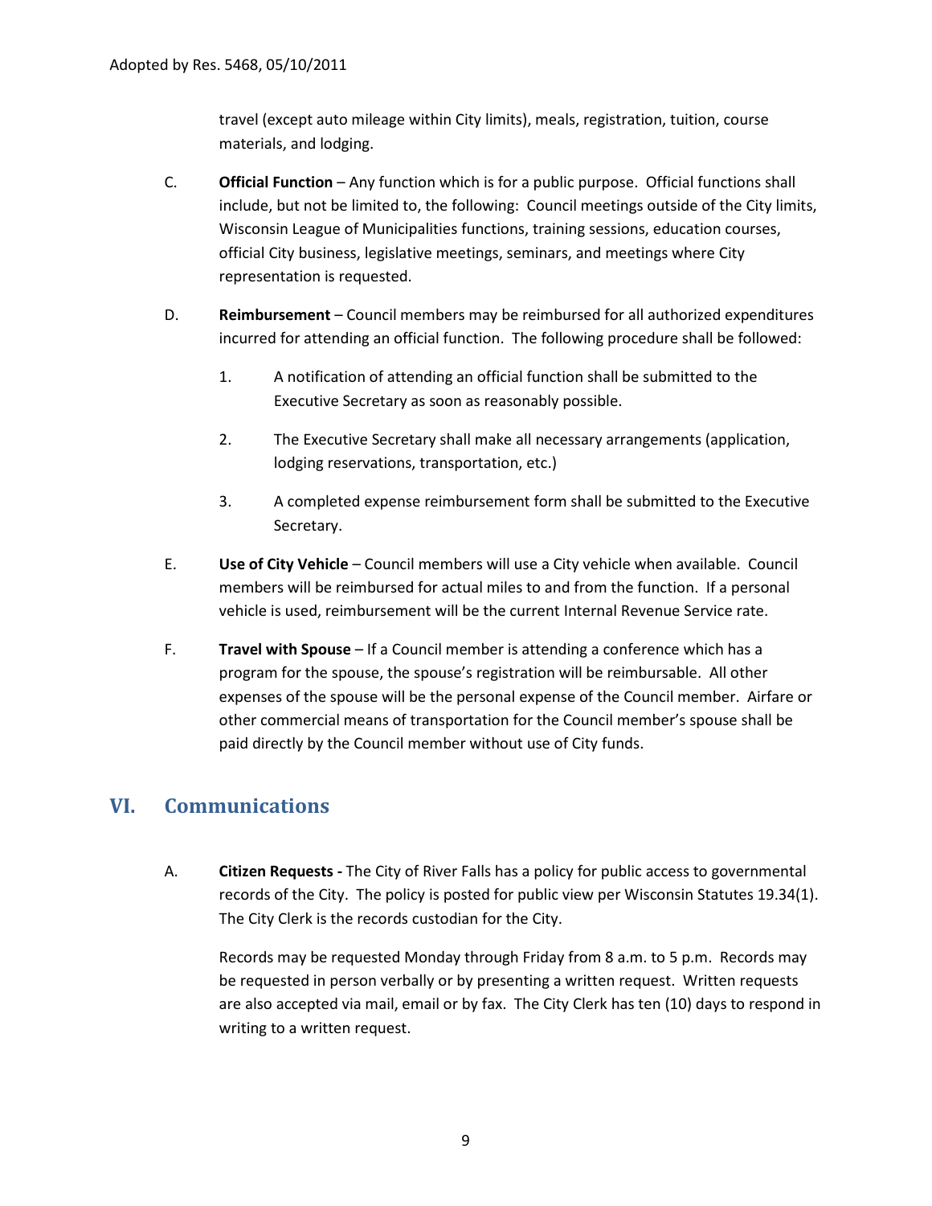travel (except auto mileage within City limits), meals, registration, tuition, course materials, and lodging.

C. **Official Function** – Any function which is for a public purpose. Official functions shall include, but not be limited to, the following: Council meetings outside of the City limits, Wisconsin League of Municipalities functions, training sessions, education courses, official City business, legislative meetings, seminars, and meetings where City representation is requested.

D. **Reimbursement** – Council members may be reimbursed for all authorized expenditures incurred for attending an official function. The following procedure shall be followed:

   1. A notification of attending an official function shall be submitted to the Executive Secretary as soon as reasonably possible.

   2. The Executive Secretary shall make all necessary arrangements (application, lodging reservations, transportation, etc.)

   3. A completed expense reimbursement form shall be submitted to the Executive Secretary.

E. **Use of City Vehicle** – Council members will use a City vehicle when available. Council members will be reimbursed for actual miles to and from the function. If a personal vehicle is used, reimbursement will be the current Internal Revenue Service rate.

F. **Travel with Spouse** – If a Council member is attending a conference which has a program for the spouse, the spouse's registration will be reimbursable. All other expenses of the spouse will be the personal expense of the Council member. Airfare or other commercial means of transportation for the Council member's spouse shall be paid directly by the Council member without use of City funds.

## VI. Communications

A. **Citizen Requests -** The City of River Falls has a policy for public access to governmental records of the City. The policy is posted for public view per Wisconsin Statutes 19.34(1). The City Clerk is the records custodian for the City.

   Records may be requested Monday through Friday from 8 a.m. to 5 p.m. Records may be requested in person verbally or by presenting a written request. Written requests are also accepted via mail, email or by fax. The City Clerk has ten (10) days to respond in writing to a written request.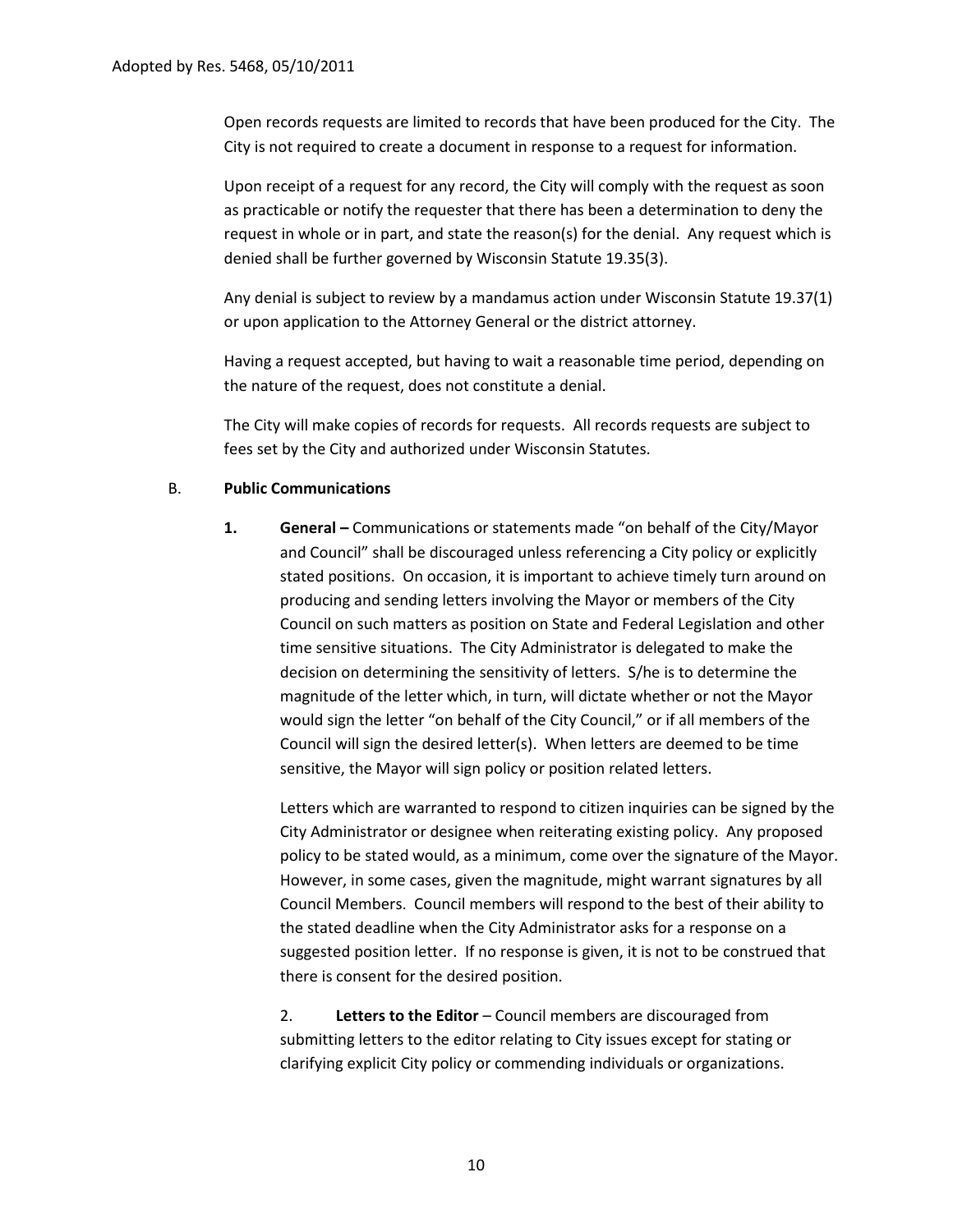Open records requests are limited to records that have been produced for the City. The City is not required to create a document in response to a request for information.

Upon receipt of a request for any record, the City will comply with the request as soon as practicable or notify the requester that there has been a determination to deny the request in whole or in part, and state the reason(s) for the denial. Any request which is denied shall be further governed by Wisconsin Statute 19.35(3).

Any denial is subject to review by a mandamus action under Wisconsin Statute 19.37(1) or upon application to the Attorney General or the district attorney.

Having a request accepted, but having to wait a reasonable time period, depending on the nature of the request, does not constitute a denial.

The City will make copies of records for requests. All records requests are subject to fees set by the City and authorized under Wisconsin Statutes.

B. **Public Communications**

**1. General –** Communications or statements made "on behalf of the City/Mayor and Council" shall be discouraged unless referencing a City policy or explicitly stated positions. On occasion, it is important to achieve timely turn around on producing and sending letters involving the Mayor or members of the City Council on such matters as position on State and Federal Legislation and other time sensitive situations. The City Administrator is delegated to make the decision on determining the sensitivity of letters. S/he is to determine the magnitude of the letter which, in turn, will dictate whether or not the Mayor would sign the letter "on behalf of the City Council," or if all members of the Council will sign the desired letter(s). When letters are deemed to be time sensitive, the Mayor will sign policy or position related letters.

Letters which are warranted to respond to citizen inquiries can be signed by the City Administrator or designee when reiterating existing policy. Any proposed policy to be stated would, as a minimum, come over the signature of the Mayor. However, in some cases, given the magnitude, might warrant signatures by all Council Members. Council members will respond to the best of their ability to the stated deadline when the City Administrator asks for a response on a suggested position letter. If no response is given, it is not to be construed that there is consent for the desired position.

2. **Letters to the Editor** – Council members are discouraged from submitting letters to the editor relating to City issues except for stating or clarifying explicit City policy or commending individuals or organizations.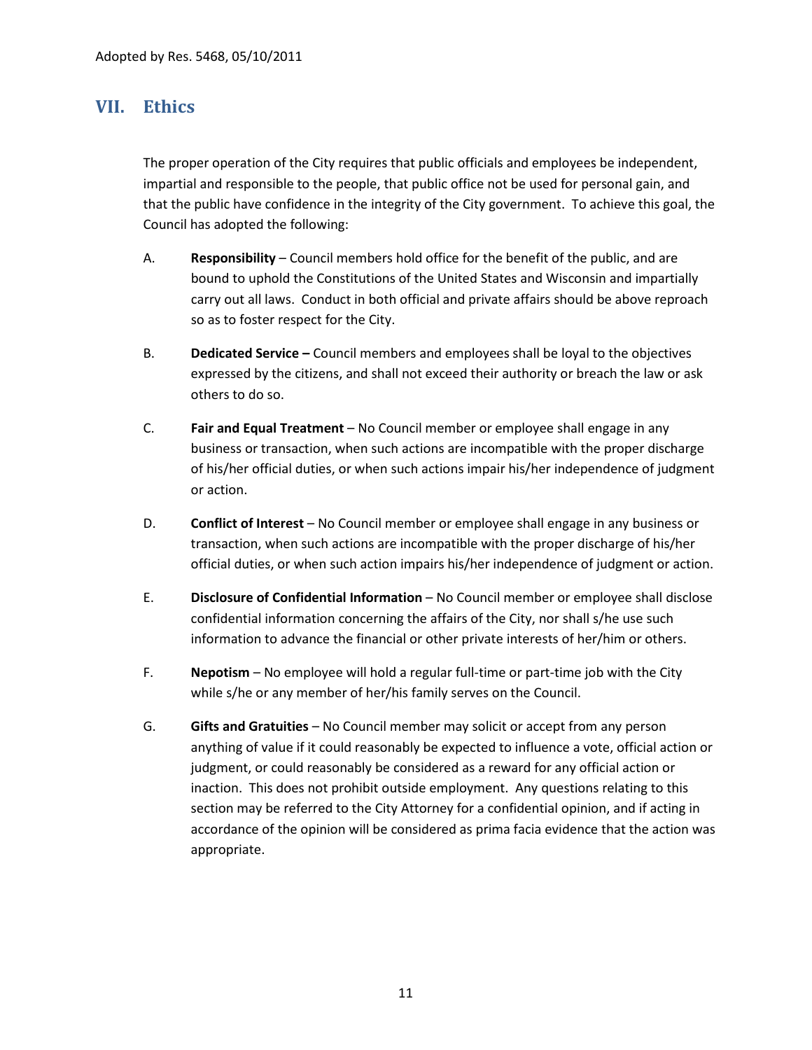Adopted by Res. 5468, 05/10/2011

## VII. Ethics

The proper operation of the City requires that public officials and employees be independent, impartial and responsible to the people, that public office not be used for personal gain, and that the public have confidence in the integrity of the City government. To achieve this goal, the Council has adopted the following:

A. **Responsibility** – Council members hold office for the benefit of the public, and are bound to uphold the Constitutions of the United States and Wisconsin and impartially carry out all laws. Conduct in both official and private affairs should be above reproach so as to foster respect for the City.

B. **Dedicated Service –** Council members and employees shall be loyal to the objectives expressed by the citizens, and shall not exceed their authority or breach the law or ask others to do so.

C. **Fair and Equal Treatment** – No Council member or employee shall engage in any business or transaction, when such actions are incompatible with the proper discharge of his/her official duties, or when such actions impair his/her independence of judgment or action.

D. **Conflict of Interest** – No Council member or employee shall engage in any business or transaction, when such actions are incompatible with the proper discharge of his/her official duties, or when such action impairs his/her independence of judgment or action.

E. **Disclosure of Confidential Information** – No Council member or employee shall disclose confidential information concerning the affairs of the City, nor shall s/he use such information to advance the financial or other private interests of her/him or others.

F. **Nepotism** – No employee will hold a regular full-time or part-time job with the City while s/he or any member of her/his family serves on the Council.

G. **Gifts and Gratuities** – No Council member may solicit or accept from any person anything of value if it could reasonably be expected to influence a vote, official action or judgment, or could reasonably be considered as a reward for any official action or inaction. This does not prohibit outside employment. Any questions relating to this section may be referred to the City Attorney for a confidential opinion, and if acting in accordance of the opinion will be considered as prima facia evidence that the action was appropriate.